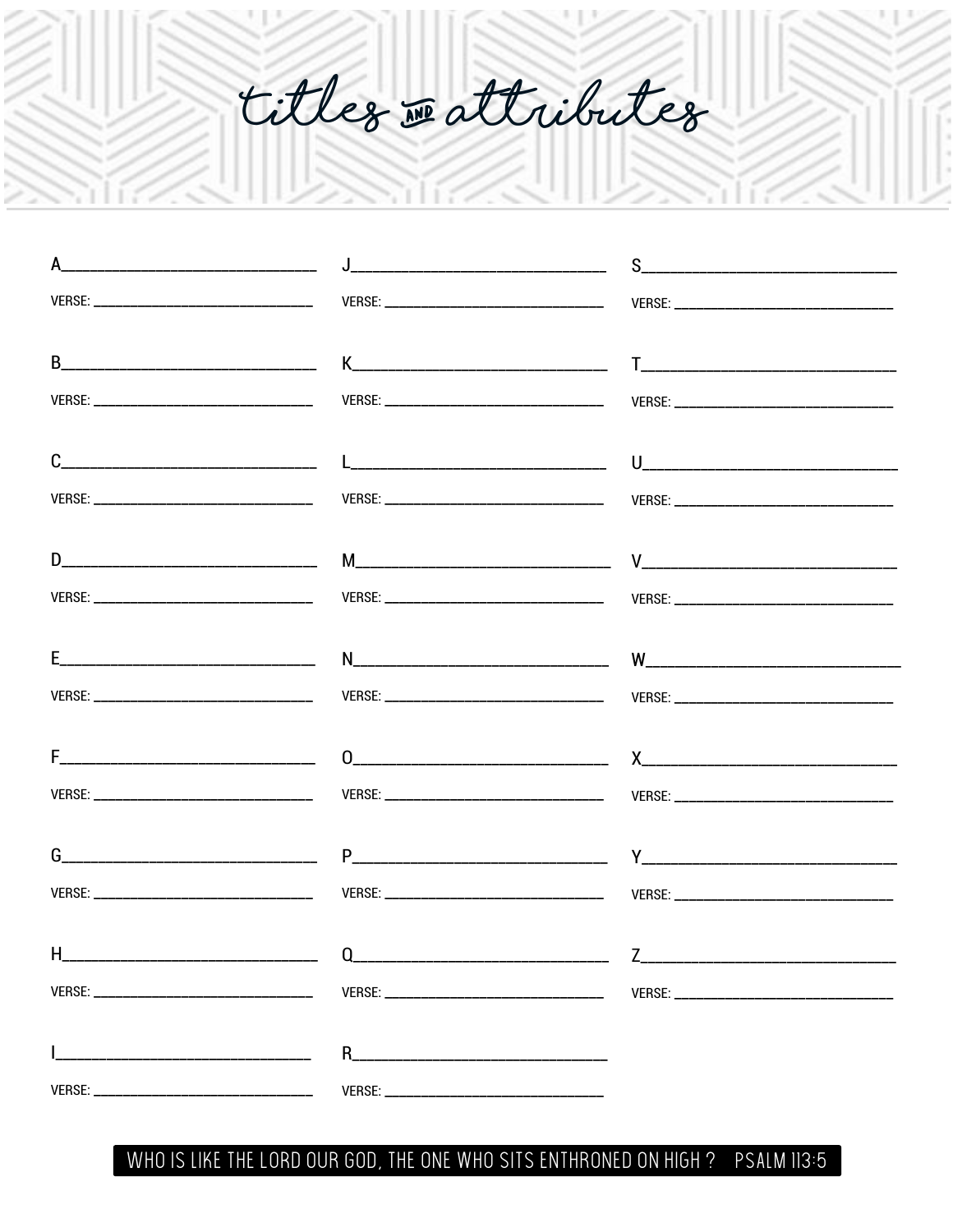# titles and attributes

A________________________________

VERSE: ______________________________

B________________________________

VERSE: ______________________________

C________________________________

VERSE: ______________________________

D________________________________

VERSE: ______________________________

E________________________________

VERSE: ______________________________

F________________________________

VERSE: ______________________________

G________________________________

VERSE: ______________________________

H________________________________

VERSE: ______________________________

I________________________________

VERSE: ______________________________

J________________________________

VERSE: ______________________________

K________________________________

VERSE: ______________________________

L________________________________

VERSE: ______________________________

M________________________________

VERSE: ______________________________

N________________________________

VERSE: ______________________________

O________________________________

VERSE: ______________________________

P________________________________

VERSE: ______________________________

Q________________________________

VERSE: ______________________________

R________________________________

VERSE: ______________________________

S________________________________

VERSE: ______________________________

T________________________________

VERSE: ______________________________

U________________________________

VERSE: ______________________________

V________________________________

VERSE: ______________________________

W________________________________

VERSE: ______________________________

X________________________________

VERSE: ______________________________

Y________________________________

VERSE: ______________________________

Z________________________________

VERSE: ______________________________

WHO IS LIKE THE LORD OUR GOD, THE ONE WHO SITS ENTHRONED ON HIGH? PSALM 113:5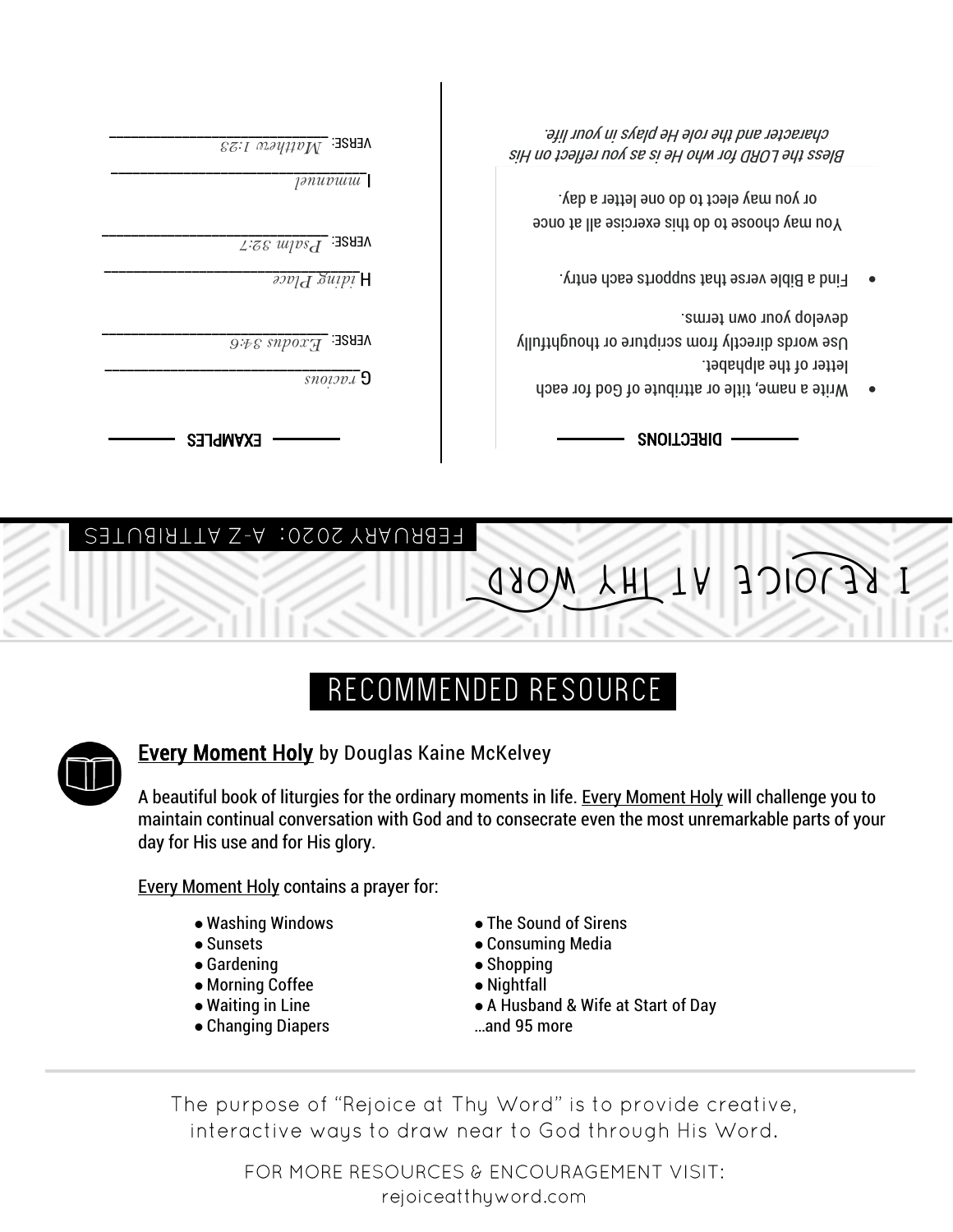## DIRECTIONS

- Write a name, title or attribute of God for each letter of the alphabet. Use words directly from scripture or thoughtfully develop your own terms.
- Find a Bible verse that supports each entry.

You may choose to do this exercise all at once or you may elect to do one letter a day.

*Bless the LORD for who He is as you reflect on His character and the role He plays in your life.*

## EXAMPLES

G *racious* ______________________________

VERSE: *Exodus 34:6* ______________________________

H *iding Place* ______________________________

VERSE: *Psalm 32:7* ______________________________

I *mmanuel* ______________________________

VERSE: *Matthew 1:23* ______________________________

FEBRUARY 2020: A-Z ATTRIBUTES

I REJOICE AT THY WORD

# RECOMMENDED RESOURCE

**Every Moment Holy** by Douglas Kaine McKelvey

A beautiful book of liturgies for the ordinary moments in life. Every Moment Holy will challenge you to maintain continual conversation with God and to consecrate even the most unremarkable parts of your day for His use and for His glory.

Every Moment Holy contains a prayer for:

- Washing Windows
- Sunsets
- Gardening
- Morning Coffee
- Waiting in Line
- Changing Diapers
- The Sound of Sirens
- Consuming Media
- Shopping
- Nightfall
- A Husband & Wife at Start of Day

...and 95 more

The purpose of "Rejoice at Thy Word" is to provide creative, interactive ways to draw near to God through His Word.

FOR MORE RESOURCES & ENCOURAGEMENT VISIT:
rejoiceatthyword.com